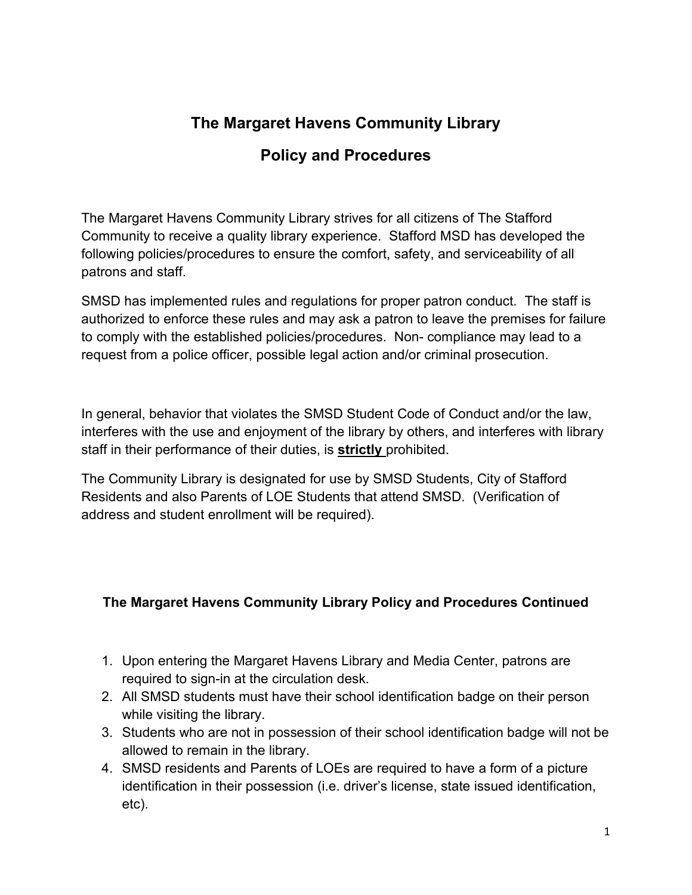# The Margaret Havens Community Library

# Policy and Procedures

The Margaret Havens Community Library strives for all citizens of The Stafford Community to receive a quality library experience. Stafford MSD has developed the following policies/procedures to ensure the comfort, safety, and serviceability of all patrons and staff.

SMSD has implemented rules and regulations for proper patron conduct. The staff is authorized to enforce these rules and may ask a patron to leave the premises for failure to comply with the established policies/procedures. Non- compliance may lead to a request from a police officer, possible legal action and/or criminal prosecution.

In general, behavior that violates the SMSD Student Code of Conduct and/or the law, interferes with the use and enjoyment of the library by others, and interferes with library staff in their performance of their duties, is **strictly** prohibited.

The Community Library is designated for use by SMSD Students, City of Stafford Residents and also Parents of LOE Students that attend SMSD. (Verification of address and student enrollment will be required).

## The Margaret Havens Community Library Policy and Procedures Continued

1. Upon entering the Margaret Havens Library and Media Center, patrons are required to sign-in at the circulation desk.
2. All SMSD students must have their school identification badge on their person while visiting the library.
3. Students who are not in possession of their school identification badge will not be allowed to remain in the library.
4. SMSD residents and Parents of LOEs are required to have a form of a picture identification in their possession (i.e. driver's license, state issued identification, etc).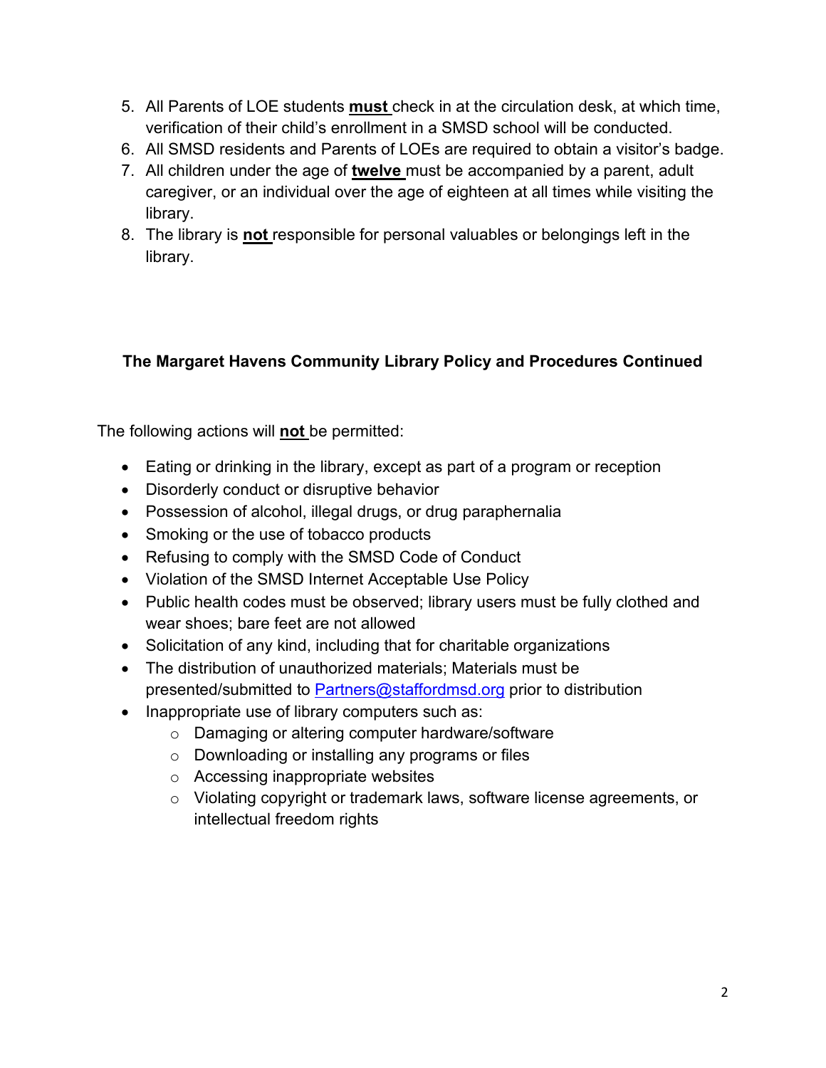5. All Parents of LOE students **<u>must</u>** check in at the circulation desk, at which time, verification of their child's enrollment in a SMSD school will be conducted.
6. All SMSD residents and Parents of LOEs are required to obtain a visitor's badge.
7. All children under the age of **<u>twelve</u>** must be accompanied by a parent, adult caregiver, or an individual over the age of eighteen at all times while visiting the library.
8. The library is **<u>not</u>** responsible for personal valuables or belongings left in the library.

### The Margaret Havens Community Library Policy and Procedures Continued

The following actions will **<u>not</u>** be permitted:

- Eating or drinking in the library, except as part of a program or reception
- Disorderly conduct or disruptive behavior
- Possession of alcohol, illegal drugs, or drug paraphernalia
- Smoking or the use of tobacco products
- Refusing to comply with the SMSD Code of Conduct
- Violation of the SMSD Internet Acceptable Use Policy
- Public health codes must be observed; library users must be fully clothed and wear shoes; bare feet are not allowed
- Solicitation of any kind, including that for charitable organizations
- The distribution of unauthorized materials; Materials must be presented/submitted to [Partners@staffordmsd.org](mailto:Partners@staffordmsd.org) prior to distribution
- Inappropriate use of library computers such as:
  - Damaging or altering computer hardware/software
  - Downloading or installing any programs or files
  - Accessing inappropriate websites
  - Violating copyright or trademark laws, software license agreements, or intellectual freedom rights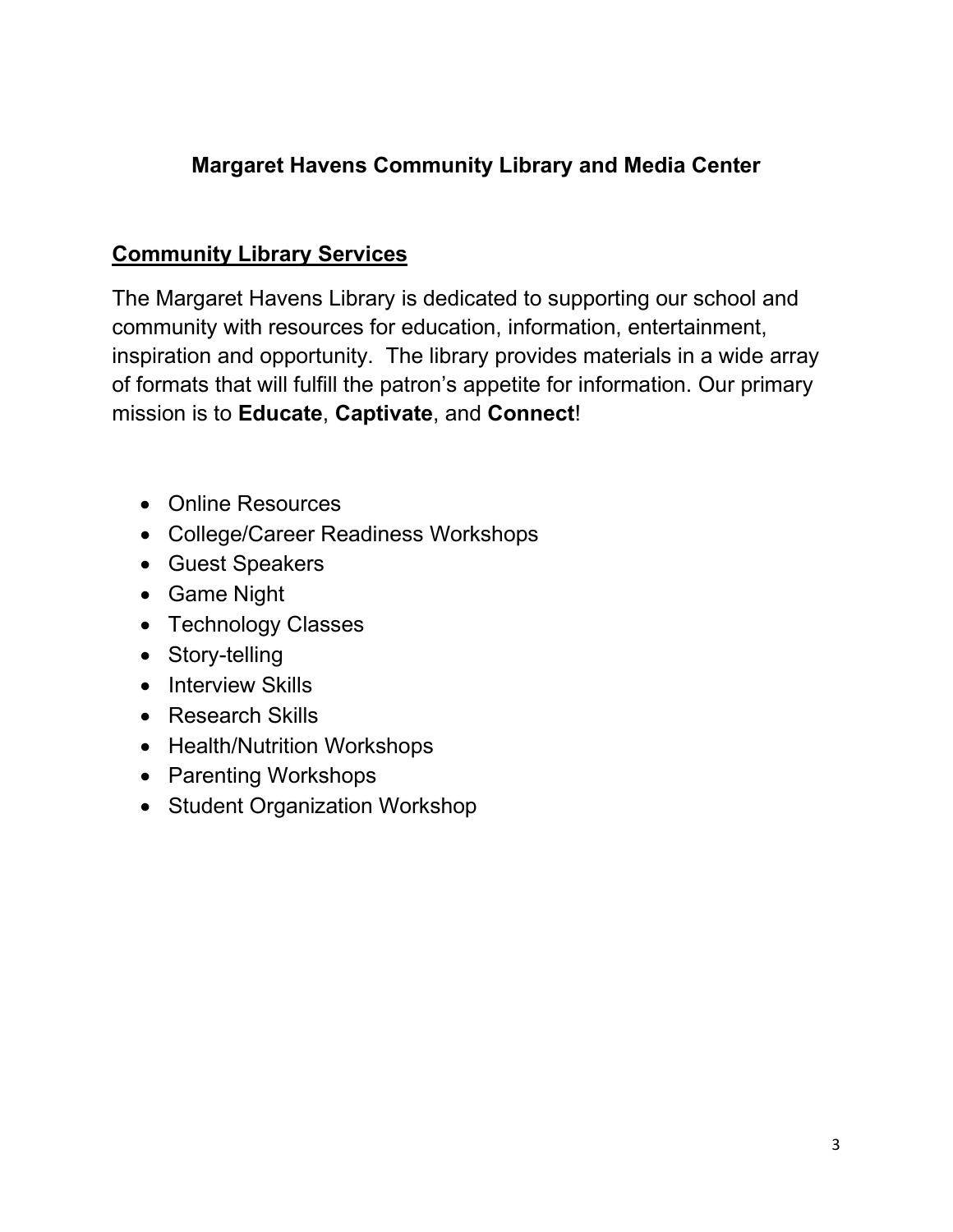# Margaret Havens Community Library and Media Center

## Community Library Services

The Margaret Havens Library is dedicated to supporting our school and community with resources for education, information, entertainment, inspiration and opportunity. The library provides materials in a wide array of formats that will fulfill the patron's appetite for information. Our primary mission is to **Educate**, **Captivate**, and **Connect**!

- Online Resources
- College/Career Readiness Workshops
- Guest Speakers
- Game Night
- Technology Classes
- Story-telling
- Interview Skills
- Research Skills
- Health/Nutrition Workshops
- Parenting Workshops
- Student Organization Workshop